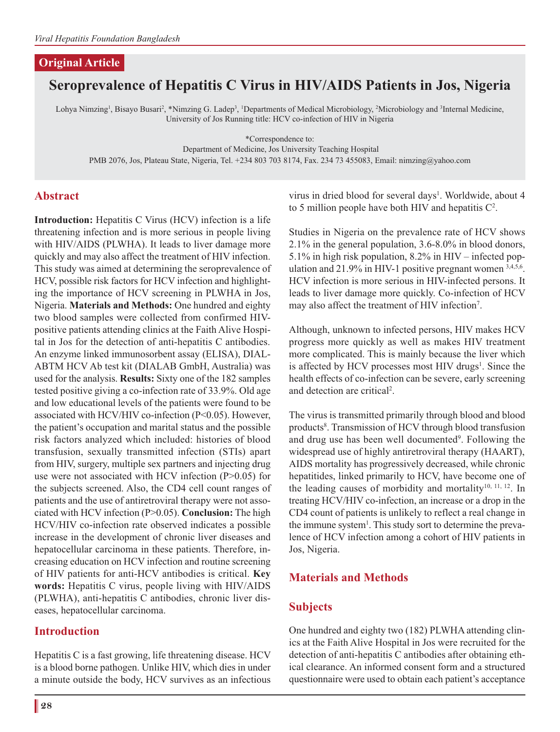## Original Article

# Seroprevalence of Hepatitis C Virus in HIV/AIDS Patients in Jos, Nigeria

Lohya Nimzing[1], Bisayo Busari[2], *Nimzing G. Ladep[3], [1]Departments of Medical Microbiology, [2]Microbiology and [3]Internal Medicine, University of Jos Running title: HCV co-infection of HIV in Nigeria

*Correspondence to:
Department of Medicine, Jos University Teaching Hospital
PMB 2076, Jos, Plateau State, Nigeria, Tel. +234 803 703 8174, Fax. 234 73 455083, Email: nimzing@yahoo.com

## Abstract

**Introduction:** Hepatitis C Virus (HCV) infection is a life threatening infection and is more serious in people living with HIV/AIDS (PLWHA). It leads to liver damage more quickly and may also affect the treatment of HIV infection. This study was aimed at determining the seroprevalence of HCV, possible risk factors for HCV infection and highlighting the importance of HCV screening in PLWHA in Jos, Nigeria. **Materials and Methods:** One hundred and eighty two blood samples were collected from confirmed HIV-positive patients attending clinics at the Faith Alive Hospital in Jos for the detection of anti-hepatitis C antibodies. An enzyme linked immunosorbent assay (ELISA), DIALABTM HCV Ab test kit (DIALAB GmbH, Australia) was used for the analysis. **Results:** Sixty one of the 182 samples tested positive giving a co-infection rate of 33.9%. Old age and low educational levels of the patients were found to be associated with HCV/HIV co-infection (P<0.05). However, the patient's occupation and marital status and the possible risk factors analyzed which included: histories of blood transfusion, sexually transmitted infection (STIs) apart from HIV, surgery, multiple sex partners and injecting drug use were not associated with HCV infection (P>0.05) for the subjects screened. Also, the CD4 cell count ranges of patients and the use of antiretroviral therapy were not associated with HCV infection (P>0.05). **Conclusion:** The high HCV/HIV co-infection rate observed indicates a possible increase in the development of chronic liver diseases and hepatocellular carcinoma in these patients. Therefore, increasing education on HCV infection and routine screening of HIV patients for anti-HCV antibodies is critical. **Key words:** Hepatitis C virus, people living with HIV/AIDS (PLWHA), anti-hepatitis C antibodies, chronic liver diseases, hepatocellular carcinoma.

## Introduction

Hepatitis C is a fast growing, life threatening disease. HCV is a blood borne pathogen. Unlike HIV, which dies in under a minute outside the body, HCV survives as an infectious virus in dried blood for several days[1]. Worldwide, about 4 to 5 million people have both HIV and hepatitis C[2].

Studies in Nigeria on the prevalence rate of HCV shows 2.1% in the general population, 3.6-8.0% in blood donors, 5.1% in high risk population, 8.2% in HIV – infected population and 21.9% in HIV-1 positive pregnant women [3,4,5,6]. HCV infection is more serious in HIV-infected persons. It leads to liver damage more quickly. Co-infection of HCV may also affect the treatment of HIV infection[7].

Although, unknown to infected persons, HIV makes HCV progress more quickly as well as makes HIV treatment more complicated. This is mainly because the liver which is affected by HCV processes most HIV drugs[1]. Since the health effects of co-infection can be severe, early screening and detection are critical[2].

The virus is transmitted primarily through blood and blood products[8]. Transmission of HCV through blood transfusion and drug use has been well documented[9]. Following the widespread use of highly antiretroviral therapy (HAART), AIDS mortality has progressively decreased, while chronic hepatitides, linked primarily to HCV, have become one of the leading causes of morbidity and mortality[10, 11, 12]. In treating HCV/HIV co-infection, an increase or a drop in the CD4 count of patients is unlikely to reflect a real change in the immune system[1]. This study sort to determine the prevalence of HCV infection among a cohort of HIV patients in Jos, Nigeria.

## Materials and Methods

### Subjects

One hundred and eighty two (182) PLWHA attending clinics at the Faith Alive Hospital in Jos were recruited for the detection of anti-hepatitis C antibodies after obtaining ethical clearance. An informed consent form and a structured questionnaire were used to obtain each patient's acceptance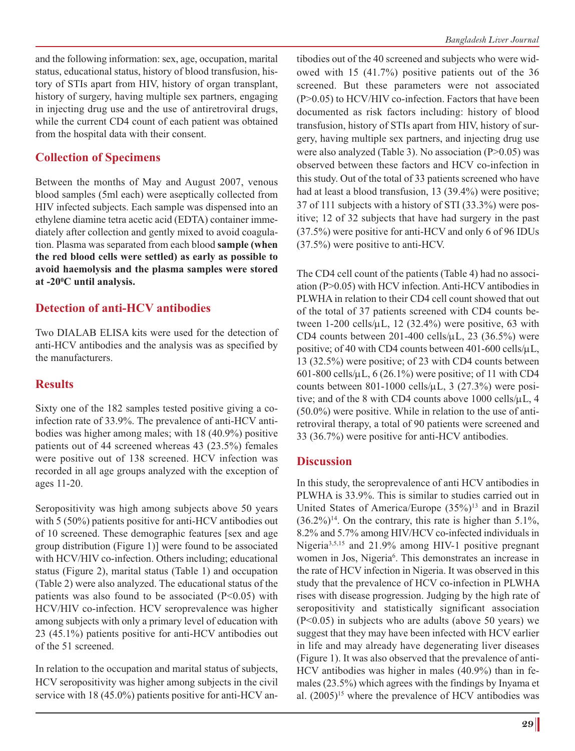and the following information: sex, age, occupation, marital status, educational status, history of blood transfusion, history of STIs apart from HIV, history of organ transplant, history of surgery, having multiple sex partners, engaging in injecting drug use and the use of antiretroviral drugs, while the current CD4 count of each patient was obtained from the hospital data with their consent.

## Collection of Specimens

Between the months of May and August 2007, venous blood samples (5ml each) were aseptically collected from HIV infected subjects. Each sample was dispensed into an ethylene diamine tetra acetic acid (EDTA) container immediately after collection and gently mixed to avoid coagulation. Plasma was separated from each blood **sample (when the red blood cells were settled) as early as possible to avoid haemolysis and the plasma samples were stored at -20$^0$C until analysis.**

## Detection of anti-HCV antibodies

Two DIALAB ELISA kits were used for the detection of anti-HCV antibodies and the analysis was as specified by the manufacturers.

## Results

Sixty one of the 182 samples tested positive giving a co-infection rate of 33.9%. The prevalence of anti-HCV antibodies was higher among males; with 18 (40.9%) positive patients out of 44 screened whereas 43 (23.5%) females were positive out of 138 screened. HCV infection was recorded in all age groups analyzed with the exception of ages 11-20.

Seropositivity was high among subjects above 50 years with 5 (50%) patients positive for anti-HCV antibodies out of 10 screened. These demographic features [sex and age group distribution (Figure 1)] were found to be associated with HCV/HIV co-infection. Others including; educational status (Figure 2), marital status (Table 1) and occupation (Table 2) were also analyzed. The educational status of the patients was also found to be associated (P<0.05) with HCV/HIV co-infection. HCV seroprevalence was higher among subjects with only a primary level of education with 23 (45.1%) patients positive for anti-HCV antibodies out of the 51 screened.

In relation to the occupation and marital status of subjects, HCV seropositivity was higher among subjects in the civil service with 18 (45.0%) patients positive for anti-HCV antibodies out of the 40 screened and subjects who were widowed with 15 (41.7%) positive patients out of the 36 screened. But these parameters were not associated (P>0.05) to HCV/HIV co-infection. Factors that have been documented as risk factors including: history of blood transfusion, history of STIs apart from HIV, history of surgery, having multiple sex partners, and injecting drug use were also analyzed (Table 3). No association (P>0.05) was observed between these factors and HCV co-infection in this study. Out of the total of 33 patients screened who have had at least a blood transfusion, 13 (39.4%) were positive; 37 of 111 subjects with a history of STI (33.3%) were positive; 12 of 32 subjects that have had surgery in the past (37.5%) were positive for anti-HCV and only 6 of 96 IDUs (37.5%) were positive to anti-HCV.

The CD4 cell count of the patients (Table 4) had no association (P>0.05) with HCV infection. Anti-HCV antibodies in PLWHA in relation to their CD4 cell count showed that out of the total of 37 patients screened with CD4 counts between 1-200 cells/µL, 12 (32.4%) were positive, 63 with CD4 counts between 201-400 cells/µL, 23 (36.5%) were positive; of 40 with CD4 counts between 401-600 cells/µL, 13 (32.5%) were positive; of 23 with CD4 counts between 601-800 cells/µL, 6 (26.1%) were positive; of 11 with CD4 counts between 801-1000 cells/µL, 3 (27.3%) were positive; and of the 8 with CD4 counts above 1000 cells/µL, 4 (50.0%) were positive. While in relation to the use of antiretroviral therapy, a total of 90 patients were screened and 33 (36.7%) were positive for anti-HCV antibodies.

## Discussion

In this study, the seroprevalence of anti HCV antibodies in PLWHA is 33.9%. This is similar to studies carried out in United States of America/Europe (35%)[13] and in Brazil (36.2%)[14]. On the contrary, this rate is higher than 5.1%, 8.2% and 5.7% among HIV/HCV co-infected individuals in Nigeria[3,5,15] and 21.9% among HIV-1 positive pregnant women in Jos, Nigeria[6]. This demonstrates an increase in the rate of HCV infection in Nigeria. It was observed in this study that the prevalence of HCV co-infection in PLWHA rises with disease progression. Judging by the high rate of seropositivity and statistically significant association (P<0.05) in subjects who are adults (above 50 years) we suggest that they may have been infected with HCV earlier in life and may already have degenerating liver diseases (Figure 1). It was also observed that the prevalence of anti-HCV antibodies was higher in males (40.9%) than in females (23.5%) which agrees with the findings by Inyama et al. (2005)[15] where the prevalence of HCV antibodies was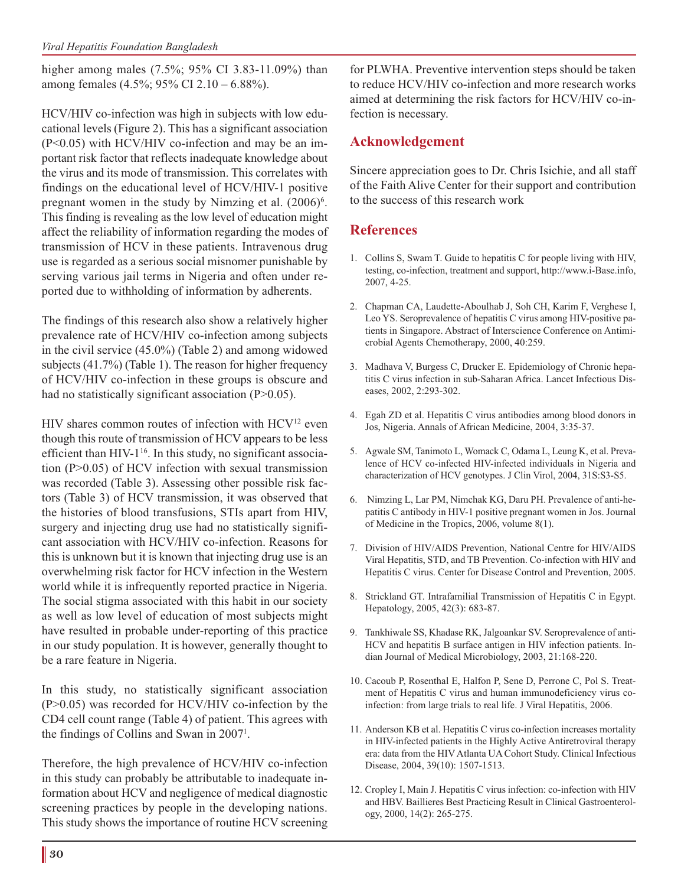higher among males (7.5%; 95% CI 3.83-11.09%) than among females (4.5%; 95% CI 2.10 – 6.88%).

HCV/HIV co-infection was high in subjects with low educational levels (Figure 2). This has a significant association ($P<0.05$) with HCV/HIV co-infection and may be an important risk factor that reflects inadequate knowledge about the virus and its mode of transmission. This correlates with findings on the educational level of HCV/HIV-1 positive pregnant women in the study by Nimzing et al. (2006)[6]. This finding is revealing as the low level of education might affect the reliability of information regarding the modes of transmission of HCV in these patients. Intravenous drug use is regarded as a serious social misnomer punishable by serving various jail terms in Nigeria and often under reported due to withholding of information by adherents.

The findings of this research also show a relatively higher prevalence rate of HCV/HIV co-infection among subjects in the civil service (45.0%) (Table 2) and among widowed subjects (41.7%) (Table 1). The reason for higher frequency of HCV/HIV co-infection in these groups is obscure and had no statistically significant association ($P>0.05$).

HIV shares common routes of infection with HCV[12] even though this route of transmission of HCV appears to be less efficient than HIV-1[16]. In this study, no significant association ($P>0.05$) of HCV infection with sexual transmission was recorded (Table 3). Assessing other possible risk factors (Table 3) of HCV transmission, it was observed that the histories of blood transfusions, STIs apart from HIV, surgery and injecting drug use had no statistically significant association with HCV/HIV co-infection. Reasons for this is unknown but it is known that injecting drug use is an overwhelming risk factor for HCV infection in the Western world while it is infrequently reported practice in Nigeria. The social stigma associated with this habit in our society as well as low level of education of most subjects might have resulted in probable under-reporting of this practice in our study population. It is however, generally thought to be a rare feature in Nigeria.

In this study, no statistically significant association ($P>0.05$) was recorded for HCV/HIV co-infection by the CD4 cell count range (Table 4) of patient. This agrees with the findings of Collins and Swan in 2007[1].

Therefore, the high prevalence of HCV/HIV co-infection in this study can probably be attributable to inadequate information about HCV and negligence of medical diagnostic screening practices by people in the developing nations. This study shows the importance of routine HCV screening for PLWHA. Preventive intervention steps should be taken to reduce HCV/HIV co-infection and more research works aimed at determining the risk factors for HCV/HIV co-infection is necessary.

## Acknowledgement

Sincere appreciation goes to Dr. Chris Isichie, and all staff of the Faith Alive Center for their support and contribution to the success of this research work

## References

1. Collins S, Swam T. Guide to hepatitis C for people living with HIV, testing, co-infection, treatment and support, http://www.i-Base.info, 2007, 4-25.
2. Chapman CA, Laudette-Aboulhab J, Soh CH, Karim F, Verghese I, Leo YS. Seroprevalence of hepatitis C virus among HIV-positive patients in Singapore. Abstract of Interscience Conference on Antimicrobial Agents Chemotherapy, 2000, 40:259.
3. Madhava V, Burgess C, Drucker E. Epidemiology of Chronic hepatitis C virus infection in sub-Saharan Africa. Lancet Infectious Diseases, 2002, 2:293-302.
4. Egah ZD et al. Hepatitis C virus antibodies among blood donors in Jos, Nigeria. Annals of African Medicine, 2004, 3:35-37.
5. Agwale SM, Tanimoto L, Womack C, Odama L, Leung K, et al. Prevalence of HCV co-infected HIV-infected individuals in Nigeria and characterization of HCV genotypes. J Clin Virol, 2004, 31S:S3-S5.
6. Nimzing L, Lar PM, Nimchak KG, Daru PH. Prevalence of anti-hepatitis C antibody in HIV-1 positive pregnant women in Jos. Journal of Medicine in the Tropics, 2006, volume 8(1).
7. Division of HIV/AIDS Prevention, National Centre for HIV/AIDS Viral Hepatitis, STD, and TB Prevention. Co-infection with HIV and Hepatitis C virus. Center for Disease Control and Prevention, 2005.
8. Strickland GT. Intrafamilial Transmission of Hepatitis C in Egypt. Hepatology, 2005, 42(3): 683-87.
9. Tankhiwale SS, Khadase RK, Jalgoankar SV. Seroprevalence of anti-HCV and hepatitis B surface antigen in HIV infection patients. Indian Journal of Medical Microbiology, 2003, 21:168-220.
10. Cacoub P, Rosenthal E, Halfon P, Sene D, Perrone C, Pol S. Treatment of Hepatitis C virus and human immunodeficiency virus co-infection: from large trials to real life. J Viral Hepatitis, 2006.
11. Anderson KB et al. Hepatitis C virus co-infection increases mortality in HIV-infected patients in the Highly Active Antiretroviral therapy era: data from the HIV Atlanta UA Cohort Study. Clinical Infectious Disease, 2004, 39(10): 1507-1513.
12. Cropley I, Main J. Hepatitis C virus infection: co-infection with HIV and HBV. Baillieres Best Practicing Result in Clinical Gastroenterology, 2000, 14(2): 265-275.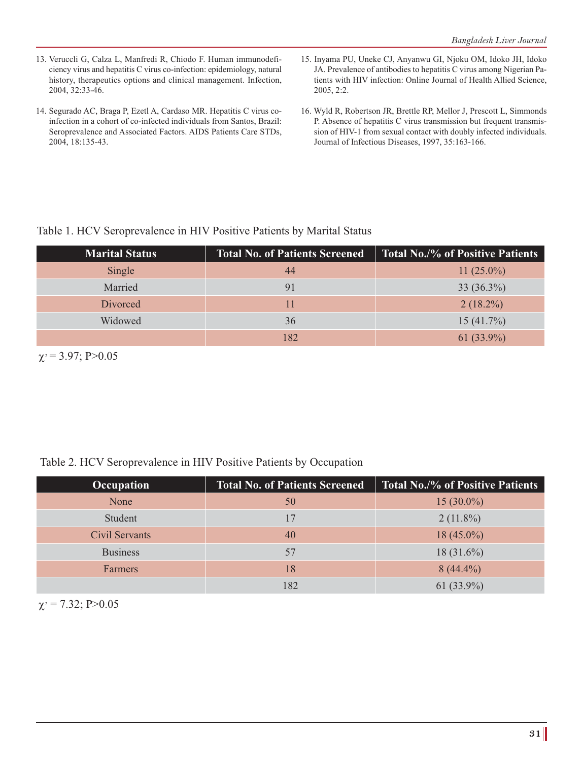13. Veruccli G, Calza L, Manfredi R, Chiodo F. Human immunodeficiency virus and hepatitis C virus co-infection: epidemiology, natural history, therapeutics options and clinical management. Infection, 2004, 32:33-46.

14. Segurado AC, Braga P, Ezetl A, Cardaso MR. Hepatitis C virus co-infection in a cohort of co-infected individuals from Santos, Brazil: Seroprevalence and Associated Factors. AIDS Patients Care STDs, 2004, 18:135-43.

15. Inyama PU, Uneke CJ, Anyanwu GI, Njoku OM, Idoko JH, Idoko JA. Prevalence of antibodies to hepatitis C virus among Nigerian Patients with HIV infection: Online Journal of Health Allied Science, 2005, 2:2.

16. Wyld R, Robertson JR, Brettle RP, Mellor J, Prescott L, Simmonds P. Absence of hepatitis C virus transmission but frequent transmission of HIV-1 from sexual contact with doubly infected individuals. Journal of Infectious Diseases, 1997, 35:163-166.

Table 1. HCV Seroprevalence in HIV Positive Patients by Marital Status

| Marital Status | Total No. of Patients Screened | Total No./% of Positive Patients |
|---|---|---|
| Single | 44 | 11 (25.0%) |
| Married | 91 | 33 (36.3%) |
| Divorced | 11 | 2 (18.2%) |
| Widowed | 36 | 15 (41.7%) |
| | 182 | 61 (33.9%) |

$\chi^2 = 3.97$; $P>0.05$

Table 2. HCV Seroprevalence in HIV Positive Patients by Occupation

| Occupation | Total No. of Patients Screened | Total No./% of Positive Patients |
|---|---|---|
| None | 50 | 15 (30.0%) |
| Student | 17 | 2 (11.8%) |
| Civil Servants | 40 | 18 (45.0%) |
| Business | 57 | 18 (31.6%) |
| Farmers | 18 | 8 (44.4%) |
| | 182 | 61 (33.9%) |

$\chi^2 = 7.32$; $P>0.05$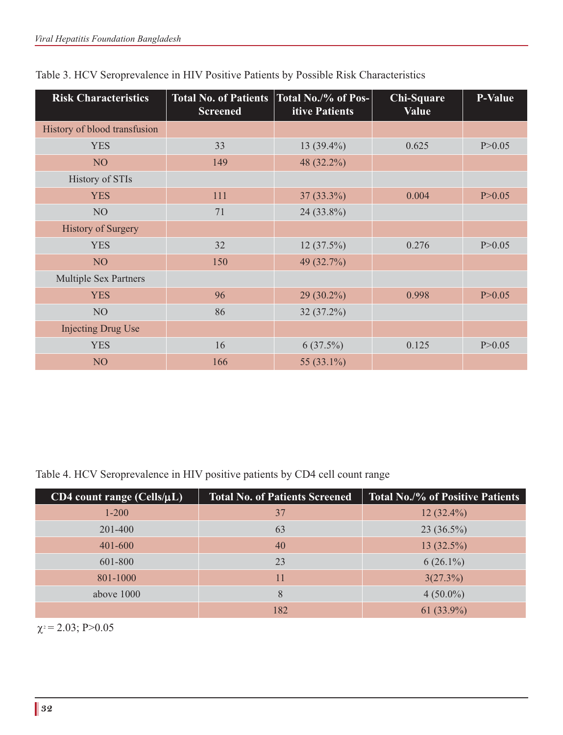Table 3. HCV Seroprevalence in HIV Positive Patients by Possible Risk Characteristics

| Risk Characteristics | Total No. of Patients Screened | Total No./% of Positive Patients | Chi-Square Value | P-Value |
|---|---|---|---|---|
| History of blood transfusion | | | | |
| YES | 33 | 13 (39.4%) | 0.625 | P>0.05 |
| NO | 149 | 48 (32.2%) | | |
| History of STIs | | | | |
| YES | 111 | 37 (33.3%) | 0.004 | P>0.05 |
| NO | 71 | 24 (33.8%) | | |
| History of Surgery | | | | |
| YES | 32 | 12 (37.5%) | 0.276 | P>0.05 |
| NO | 150 | 49 (32.7%) | | |
| Multiple Sex Partners | | | | |
| YES | 96 | 29 (30.2%) | 0.998 | P>0.05 |
| NO | 86 | 32 (37.2%) | | |
| Injecting Drug Use | | | | |
| YES | 16 | 6 (37.5%) | 0.125 | P>0.05 |
| NO | 166 | 55 (33.1%) | | |

Table 4. HCV Seroprevalence in HIV positive patients by CD4 cell count range

| CD4 count range (Cells/µL) | Total No. of Patients Screened | Total No./% of Positive Patients |
|---|---|---|
| 1-200 | 37 | 12 (32.4%) |
| 201-400 | 63 | 23 (36.5%) |
| 401-600 | 40 | 13 (32.5%) |
| 601-800 | 23 | 6 (26.1%) |
| 801-1000 | 11 | 3(27.3%) |
| above 1000 | 8 | 4 (50.0%) |
| | 182 | 61 (33.9%) |

$\chi^2 = 2.03$; $P>0.05$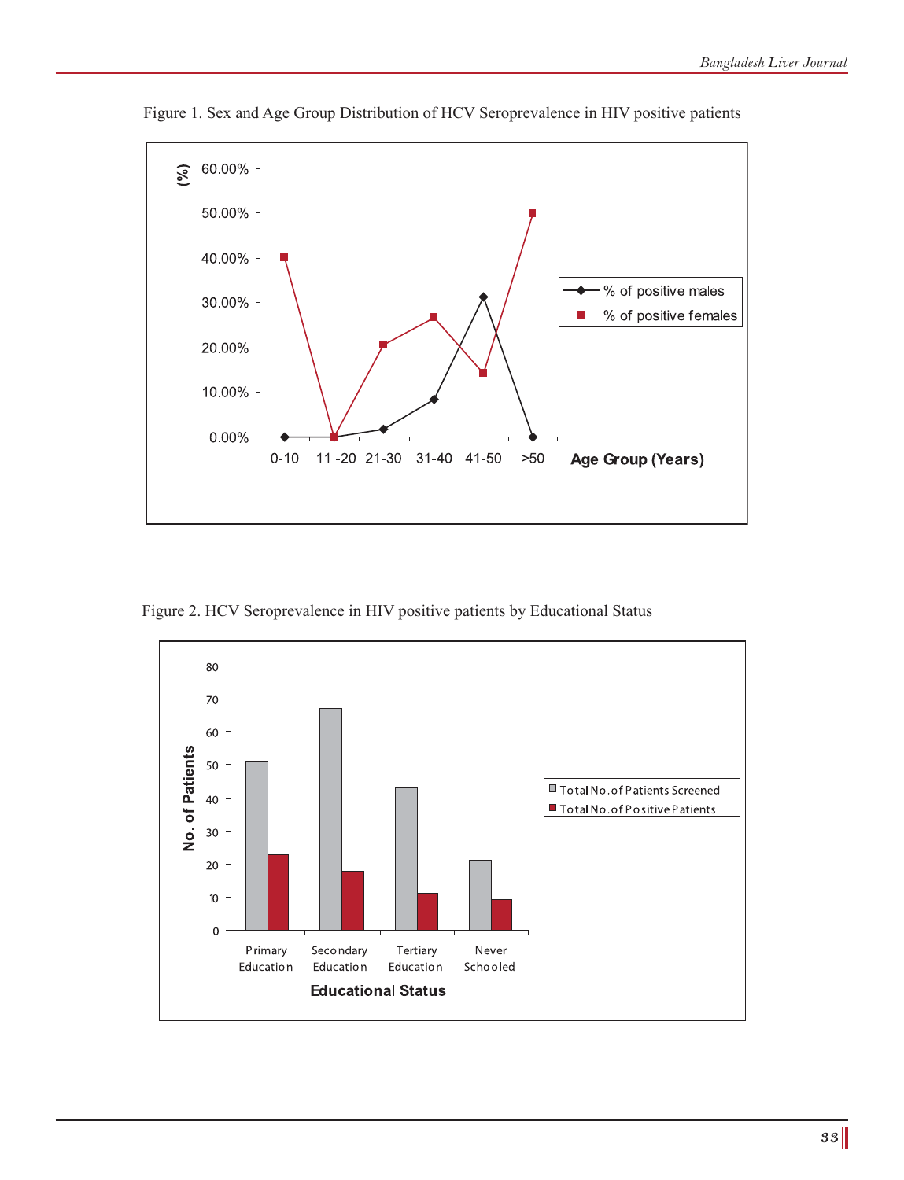Figure 1. Sex and Age Group Distribution of HCV Seroprevalence in HIV positive patients

(%)
60.00%
50.00%
40.00%
30.00%
20.00%
10.00%
0.00%
0-10
11 -20
21-30
31-40
41-50
>50
Age Group (Years)
% of positive males
% of positive females

Figure 2. HCV Seroprevalence in HIV positive patients by Educational Status

No. of Patients
80
70
60
50
40
30
20
10
0
Primary Education
Secondary Education
Tertiary Education
Never Schooled
Educational Status
Total No. of Patients Screened
Total No. of Positive Patients